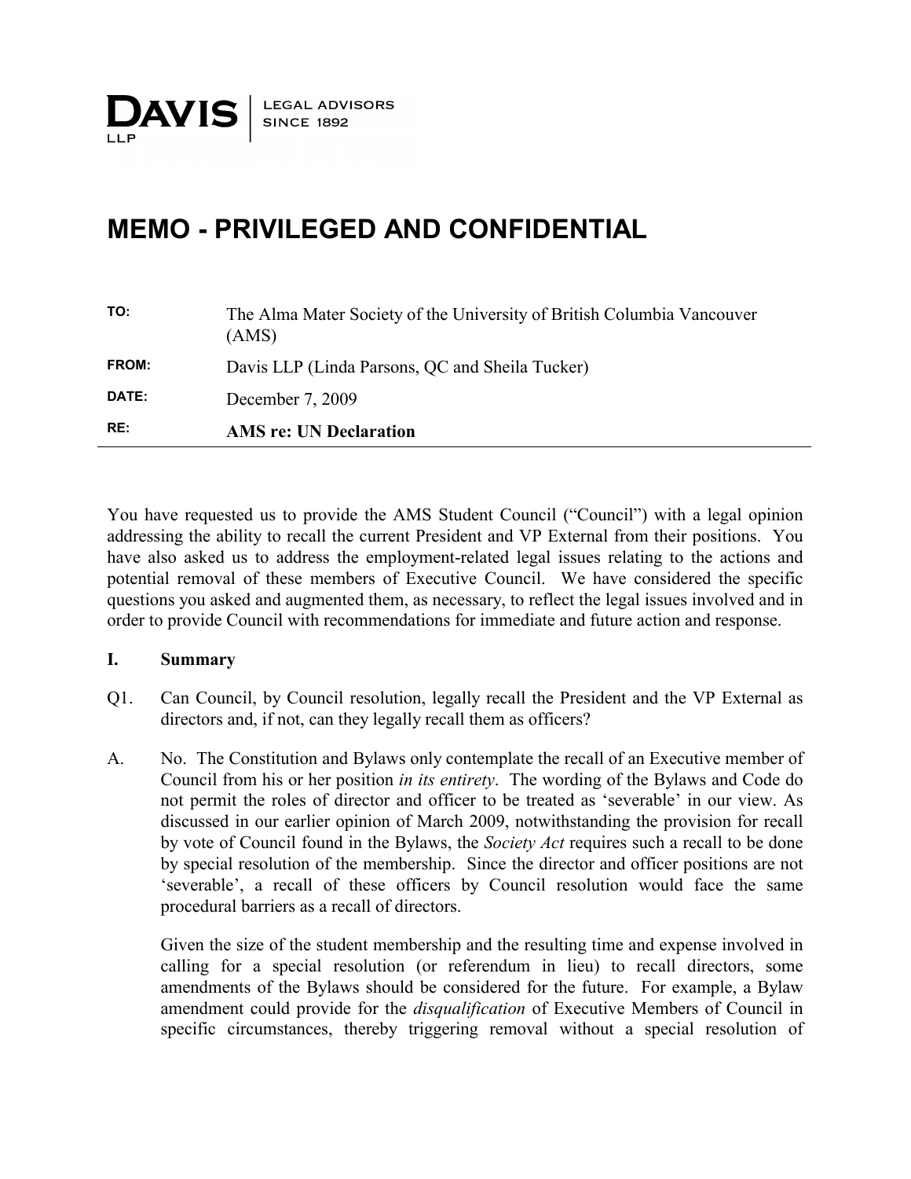**DAVIS** LLP | LEGAL ADVISORS SINCE 1892

# MEMO - PRIVILEGED AND CONFIDENTIAL

| | |
|---|---|
| **TO:** | The Alma Mater Society of the University of British Columbia Vancouver (AMS) |
| **FROM:** | Davis LLP (Linda Parsons, QC and Sheila Tucker) |
| **DATE:** | December 7, 2009 |
| **RE:** | **AMS re: UN Declaration** |

---

You have requested us to provide the AMS Student Council ("Council") with a legal opinion addressing the ability to recall the current President and VP External from their positions. You have also asked us to address the employment-related legal issues relating to the actions and potential removal of these members of Executive Council. We have considered the specific questions you asked and augmented them, as necessary, to reflect the legal issues involved and in order to provide Council with recommendations for immediate and future action and response.

## I. Summary

Q1. Can Council, by Council resolution, legally recall the President and the VP External as directors and, if not, can they legally recall them as officers?

A. No. The Constitution and Bylaws only contemplate the recall of an Executive member of Council from his or her position *in its entirety*. The wording of the Bylaws and Code do not permit the roles of director and officer to be treated as 'severable' in our view. As discussed in our earlier opinion of March 2009, notwithstanding the provision for recall by vote of Council found in the Bylaws, the *Society Act* requires such a recall to be done by special resolution of the membership. Since the director and officer positions are not 'severable', a recall of these officers by Council resolution would face the same procedural barriers as a recall of directors.

Given the size of the student membership and the resulting time and expense involved in calling for a special resolution (or referendum in lieu) to recall directors, some amendments of the Bylaws should be considered for the future. For example, a Bylaw amendment could provide for the *disqualification* of Executive Members of Council in specific circumstances, thereby triggering removal without a special resolution of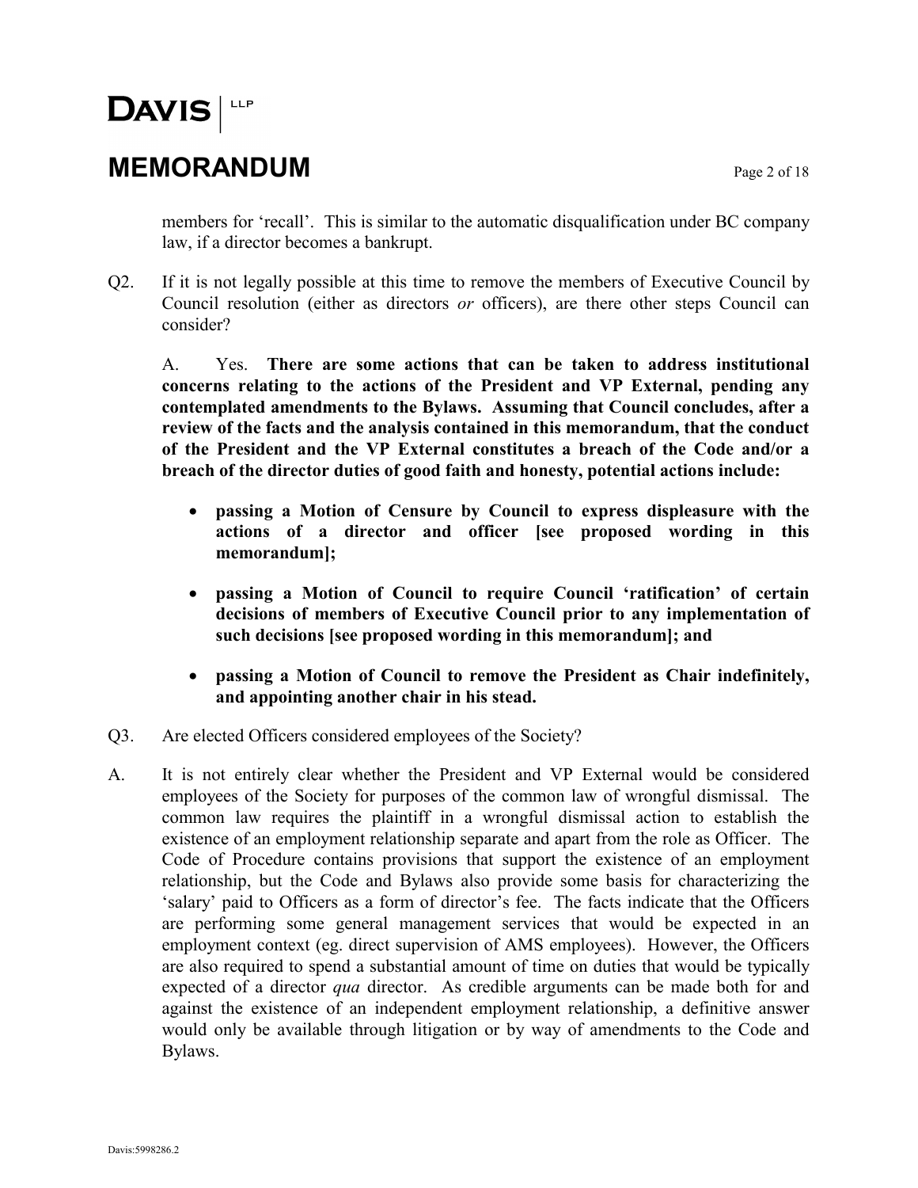members for 'recall'. This is similar to the automatic disqualification under BC company law, if a director becomes a bankrupt.

Q2. If it is not legally possible at this time to remove the members of Executive Council by Council resolution (either as directors *or* officers), are there other steps Council can consider?

A. Yes. **There are some actions that can be taken to address institutional concerns relating to the actions of the President and VP External, pending any contemplated amendments to the Bylaws. Assuming that Council concludes, after a review of the facts and the analysis contained in this memorandum, that the conduct of the President and the VP External constitutes a breach of the Code and/or a breach of the director duties of good faith and honesty, potential actions include:**

- **passing a Motion of Censure by Council to express displeasure with the actions of a director and officer [see proposed wording in this memorandum];**
- **passing a Motion of Council to require Council 'ratification' of certain decisions of members of Executive Council prior to any implementation of such decisions [see proposed wording in this memorandum]; and**
- **passing a Motion of Council to remove the President as Chair indefinitely, and appointing another chair in his stead.**

Q3. Are elected Officers considered employees of the Society?

A. It is not entirely clear whether the President and VP External would be considered employees of the Society for purposes of the common law of wrongful dismissal. The common law requires the plaintiff in a wrongful dismissal action to establish the existence of an employment relationship separate and apart from the role as Officer. The Code of Procedure contains provisions that support the existence of an employment relationship, but the Code and Bylaws also provide some basis for characterizing the 'salary' paid to Officers as a form of director's fee. The facts indicate that the Officers are performing some general management services that would be expected in an employment context (eg. direct supervision of AMS employees). However, the Officers are also required to spend a substantial amount of time on duties that would be typically expected of a director *qua* director. As credible arguments can be made both for and against the existence of an independent employment relationship, a definitive answer would only be available through litigation or by way of amendments to the Code and Bylaws.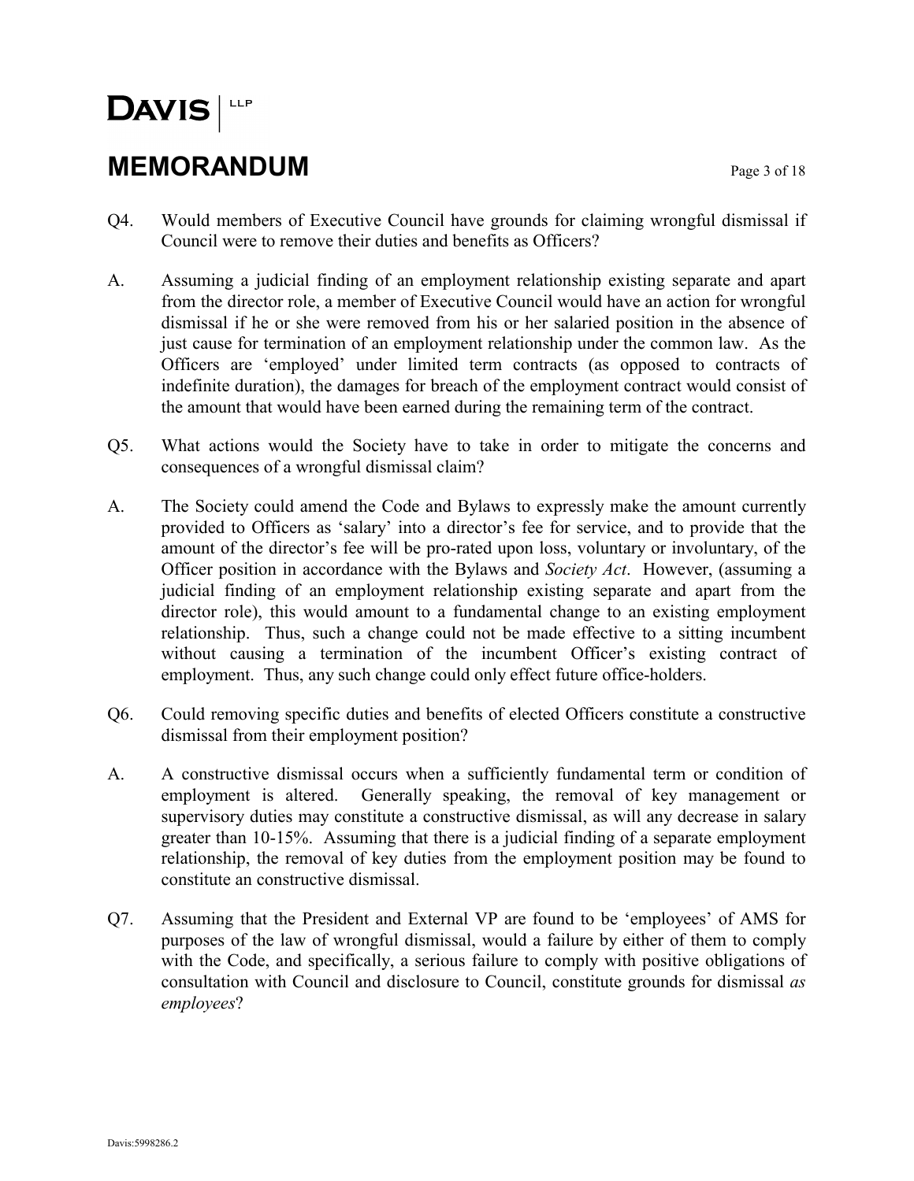Q4. Would members of Executive Council have grounds for claiming wrongful dismissal if Council were to remove their duties and benefits as Officers?

A. Assuming a judicial finding of an employment relationship existing separate and apart from the director role, a member of Executive Council would have an action for wrongful dismissal if he or she were removed from his or her salaried position in the absence of just cause for termination of an employment relationship under the common law. As the Officers are 'employed' under limited term contracts (as opposed to contracts of indefinite duration), the damages for breach of the employment contract would consist of the amount that would have been earned during the remaining term of the contract.

Q5. What actions would the Society have to take in order to mitigate the concerns and consequences of a wrongful dismissal claim?

A. The Society could amend the Code and Bylaws to expressly make the amount currently provided to Officers as 'salary' into a director's fee for service, and to provide that the amount of the director's fee will be pro-rated upon loss, voluntary or involuntary, of the Officer position in accordance with the Bylaws and *Society Act*. However, (assuming a judicial finding of an employment relationship existing separate and apart from the director role), this would amount to a fundamental change to an existing employment relationship. Thus, such a change could not be made effective to a sitting incumbent without causing a termination of the incumbent Officer's existing contract of employment. Thus, any such change could only effect future office-holders.

Q6. Could removing specific duties and benefits of elected Officers constitute a constructive dismissal from their employment position?

A. A constructive dismissal occurs when a sufficiently fundamental term or condition of employment is altered. Generally speaking, the removal of key management or supervisory duties may constitute a constructive dismissal, as will any decrease in salary greater than 10-15%. Assuming that there is a judicial finding of a separate employment relationship, the removal of key duties from the employment position may be found to constitute an constructive dismissal.

Q7. Assuming that the President and External VP are found to be 'employees' of AMS for purposes of the law of wrongful dismissal, would a failure by either of them to comply with the Code, and specifically, a serious failure to comply with positive obligations of consultation with Council and disclosure to Council, constitute grounds for dismissal *as employees*?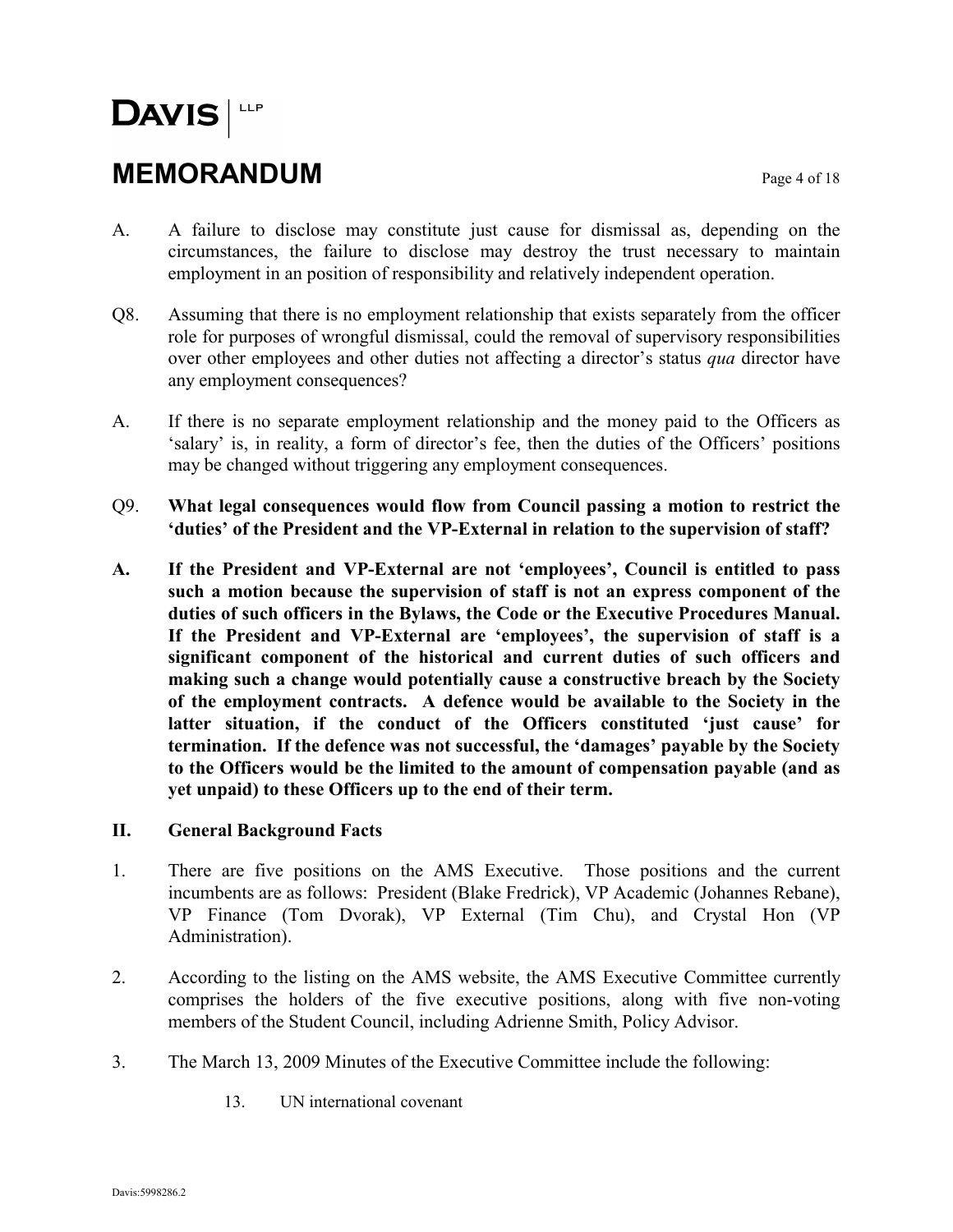A. A failure to disclose may constitute just cause for dismissal as, depending on the circumstances, the failure to disclose may destroy the trust necessary to maintain employment in an position of responsibility and relatively independent operation.

Q8. Assuming that there is no employment relationship that exists separately from the officer role for purposes of wrongful dismissal, could the removal of supervisory responsibilities over other employees and other duties not affecting a director's status *qua* director have any employment consequences?

A. If there is no separate employment relationship and the money paid to the Officers as 'salary' is, in reality, a form of director's fee, then the duties of the Officers' positions may be changed without triggering any employment consequences.

**Q9. What legal consequences would flow from Council passing a motion to restrict the 'duties' of the President and the VP-External in relation to the supervision of staff?**

**A. If the President and VP-External are not 'employees', Council is entitled to pass such a motion because the supervision of staff is not an express component of the duties of such officers in the Bylaws, the Code or the Executive Procedures Manual. If the President and VP-External are 'employees', the supervision of staff is a significant component of the historical and current duties of such officers and making such a change would potentially cause a constructive breach by the Society of the employment contracts. A defence would be available to the Society in the latter situation, if the conduct of the Officers constituted 'just cause' for termination. If the defence was not successful, the 'damages' payable by the Society to the Officers would be the limited to the amount of compensation payable (and as yet unpaid) to these Officers up to the end of their term.**

## II. General Background Facts

1. There are five positions on the AMS Executive. Those positions and the current incumbents are as follows: President (Blake Fredrick), VP Academic (Johannes Rebane), VP Finance (Tom Dvorak), VP External (Tim Chu), and Crystal Hon (VP Administration).

2. According to the listing on the AMS website, the AMS Executive Committee currently comprises the holders of the five executive positions, along with five non-voting members of the Student Council, including Adrienne Smith, Policy Advisor.

3. The March 13, 2009 Minutes of the Executive Committee include the following:

   13. UN international covenant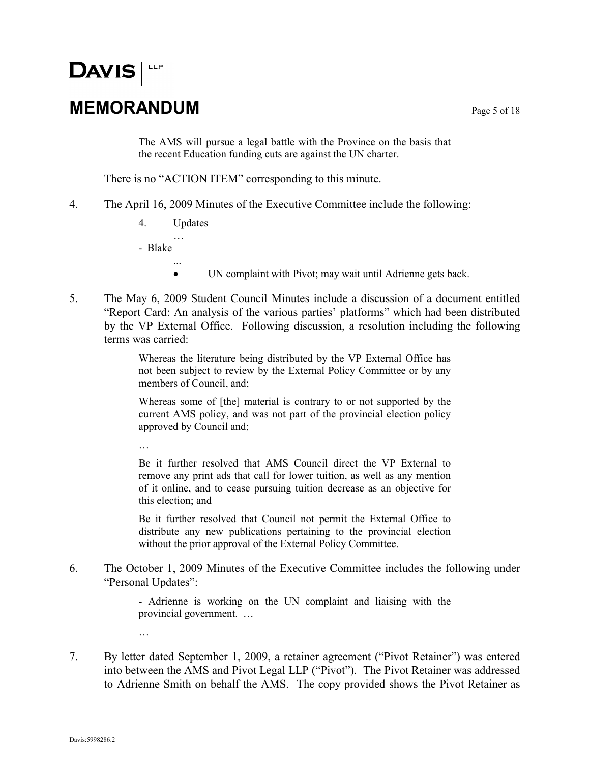> The AMS will pursue a legal battle with the Province on the basis that the recent Education funding cuts are against the UN charter.

There is no "ACTION ITEM" corresponding to this minute.

4. The April 16, 2009 Minutes of the Executive Committee include the following:

> 4. Updates
>
> …
>
> - Blake
>
> ...
>
> - UN complaint with Pivot; may wait until Adrienne gets back.

5. The May 6, 2009 Student Council Minutes include a discussion of a document entitled "Report Card: An analysis of the various parties' platforms" which had been distributed by the VP External Office. Following discussion, a resolution including the following terms was carried:

> Whereas the literature being distributed by the VP External Office has not been subject to review by the External Policy Committee or by any members of Council, and;
>
> Whereas some of [the] material is contrary to or not supported by the current AMS policy, and was not part of the provincial election policy approved by Council and;
>
> …
>
> Be it further resolved that AMS Council direct the VP External to remove any print ads that call for lower tuition, as well as any mention of it online, and to cease pursuing tuition decrease as an objective for this election; and
>
> Be it further resolved that Council not permit the External Office to distribute any new publications pertaining to the provincial election without the prior approval of the External Policy Committee.

6. The October 1, 2009 Minutes of the Executive Committee includes the following under "Personal Updates":

> - Adrienne is working on the UN complaint and liaising with the provincial government. …
>
> …

7. By letter dated September 1, 2009, a retainer agreement ("Pivot Retainer") was entered into between the AMS and Pivot Legal LLP ("Pivot"). The Pivot Retainer was addressed to Adrienne Smith on behalf the AMS. The copy provided shows the Pivot Retainer as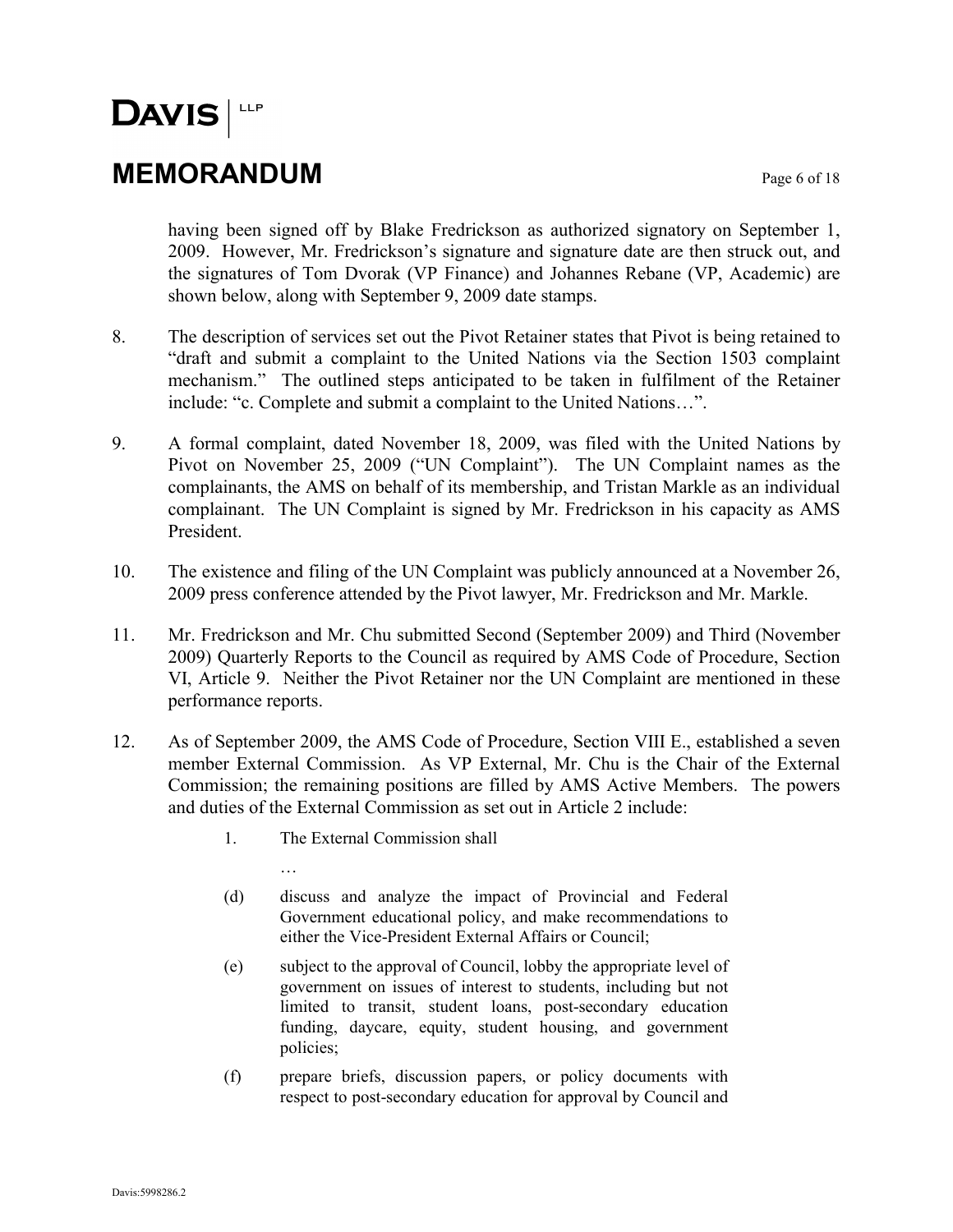having been signed off by Blake Fredrickson as authorized signatory on September 1, 2009. However, Mr. Fredrickson's signature and signature date are then struck out, and the signatures of Tom Dvorak (VP Finance) and Johannes Rebane (VP, Academic) are shown below, along with September 9, 2009 date stamps.

8. The description of services set out the Pivot Retainer states that Pivot is being retained to "draft and submit a complaint to the United Nations via the Section 1503 complaint mechanism." The outlined steps anticipated to be taken in fulfilment of the Retainer include: "c. Complete and submit a complaint to the United Nations…".

9. A formal complaint, dated November 18, 2009, was filed with the United Nations by Pivot on November 25, 2009 ("UN Complaint"). The UN Complaint names as the complainants, the AMS on behalf of its membership, and Tristan Markle as an individual complainant. The UN Complaint is signed by Mr. Fredrickson in his capacity as AMS President.

10. The existence and filing of the UN Complaint was publicly announced at a November 26, 2009 press conference attended by the Pivot lawyer, Mr. Fredrickson and Mr. Markle.

11. Mr. Fredrickson and Mr. Chu submitted Second (September 2009) and Third (November 2009) Quarterly Reports to the Council as required by AMS Code of Procedure, Section VI, Article 9. Neither the Pivot Retainer nor the UN Complaint are mentioned in these performance reports.

12. As of September 2009, the AMS Code of Procedure, Section VIII E., established a seven member External Commission. As VP External, Mr. Chu is the Chair of the External Commission; the remaining positions are filled by AMS Active Members. The powers and duties of the External Commission as set out in Article 2 include:

    1. The External Commission shall

    …

    (d) discuss and analyze the impact of Provincial and Federal Government educational policy, and make recommendations to either the Vice-President External Affairs or Council;

    (e) subject to the approval of Council, lobby the appropriate level of government on issues of interest to students, including but not limited to transit, student loans, post-secondary education funding, daycare, equity, student housing, and government policies;

    (f) prepare briefs, discussion papers, or policy documents with respect to post-secondary education for approval by Council and

Davis:5998286.2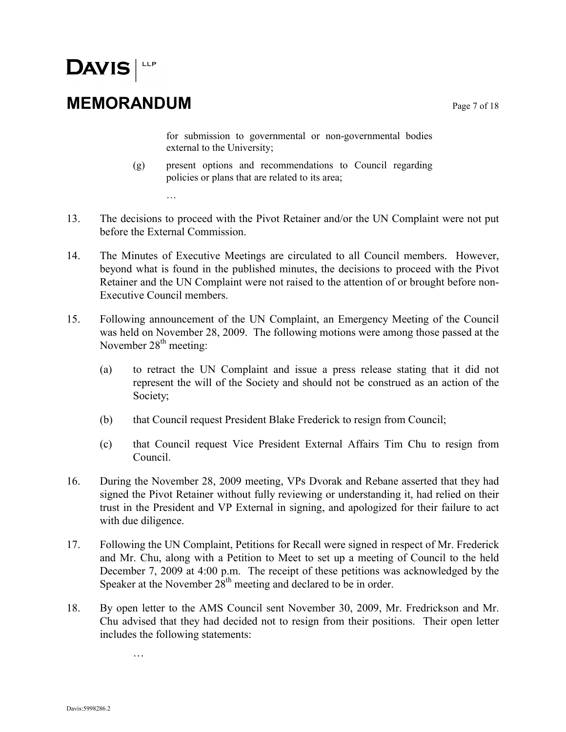for submission to governmental or non-governmental bodies external to the University;

(g) present options and recommendations to Council regarding policies or plans that are related to its area;

…

13. The decisions to proceed with the Pivot Retainer and/or the UN Complaint were not put before the External Commission.

14. The Minutes of Executive Meetings are circulated to all Council members. However, beyond what is found in the published minutes, the decisions to proceed with the Pivot Retainer and the UN Complaint were not raised to the attention of or brought before non-Executive Council members.

15. Following announcement of the UN Complaint, an Emergency Meeting of the Council was held on November 28, 2009. The following motions were among those passed at the November 28th meeting:

    (a) to retract the UN Complaint and issue a press release stating that it did not represent the will of the Society and should not be construed as an action of the Society;

    (b) that Council request President Blake Frederick to resign from Council;

    (c) that Council request Vice President External Affairs Tim Chu to resign from Council.

16. During the November 28, 2009 meeting, VPs Dvorak and Rebane asserted that they had signed the Pivot Retainer without fully reviewing or understanding it, had relied on their trust in the President and VP External in signing, and apologized for their failure to act with due diligence.

17. Following the UN Complaint, Petitions for Recall were signed in respect of Mr. Frederick and Mr. Chu, along with a Petition to Meet to set up a meeting of Council to the held December 7, 2009 at 4:00 p.m. The receipt of these petitions was acknowledged by the Speaker at the November 28th meeting and declared to be in order.

18. By open letter to the AMS Council sent November 30, 2009, Mr. Fredrickson and Mr. Chu advised that they had decided not to resign from their positions. Their open letter includes the following statements:

    …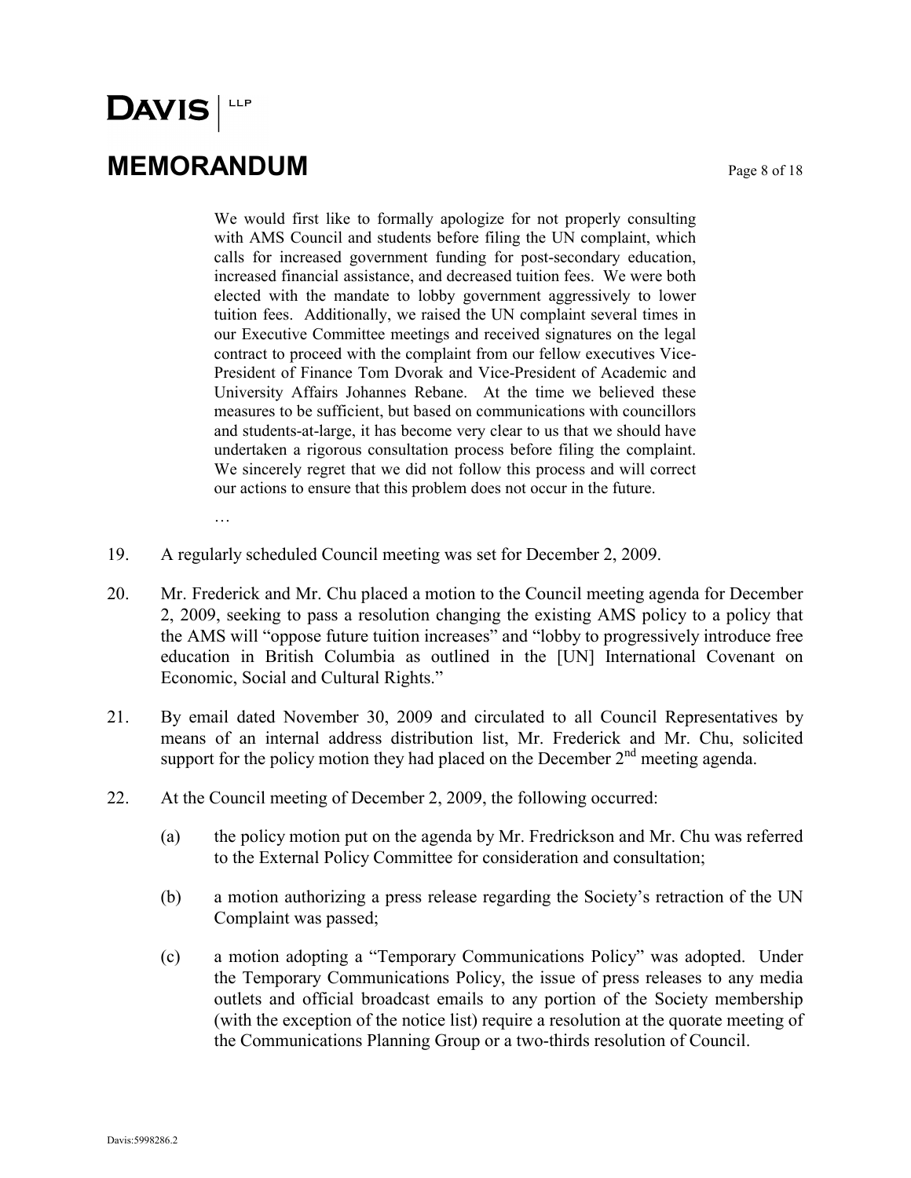> We would first like to formally apologize for not properly consulting with AMS Council and students before filing the UN complaint, which calls for increased government funding for post-secondary education, increased financial assistance, and decreased tuition fees. We were both elected with the mandate to lobby government aggressively to lower tuition fees. Additionally, we raised the UN complaint several times in our Executive Committee meetings and received signatures on the legal contract to proceed with the complaint from our fellow executives Vice-President of Finance Tom Dvorak and Vice-President of Academic and University Affairs Johannes Rebane. At the time we believed these measures to be sufficient, but based on communications with councillors and students-at-large, it has become very clear to us that we should have undertaken a rigorous consultation process before filing the complaint. We sincerely regret that we did not follow this process and will correct our actions to ensure that this problem does not occur in the future.
>
> …

19. A regularly scheduled Council meeting was set for December 2, 2009.

20. Mr. Frederick and Mr. Chu placed a motion to the Council meeting agenda for December 2, 2009, seeking to pass a resolution changing the existing AMS policy to a policy that the AMS will "oppose future tuition increases" and "lobby to progressively introduce free education in British Columbia as outlined in the [UN] International Covenant on Economic, Social and Cultural Rights."

21. By email dated November 30, 2009 and circulated to all Council Representatives by means of an internal address distribution list, Mr. Frederick and Mr. Chu, solicited support for the policy motion they had placed on the December 2nd meeting agenda.

22. At the Council meeting of December 2, 2009, the following occurred:

    (a) the policy motion put on the agenda by Mr. Fredrickson and Mr. Chu was referred to the External Policy Committee for consideration and consultation;

    (b) a motion authorizing a press release regarding the Society's retraction of the UN Complaint was passed;

    (c) a motion adopting a "Temporary Communications Policy" was adopted. Under the Temporary Communications Policy, the issue of press releases to any media outlets and official broadcast emails to any portion of the Society membership (with the exception of the notice list) require a resolution at the quorate meeting of the Communications Planning Group or a two-thirds resolution of Council.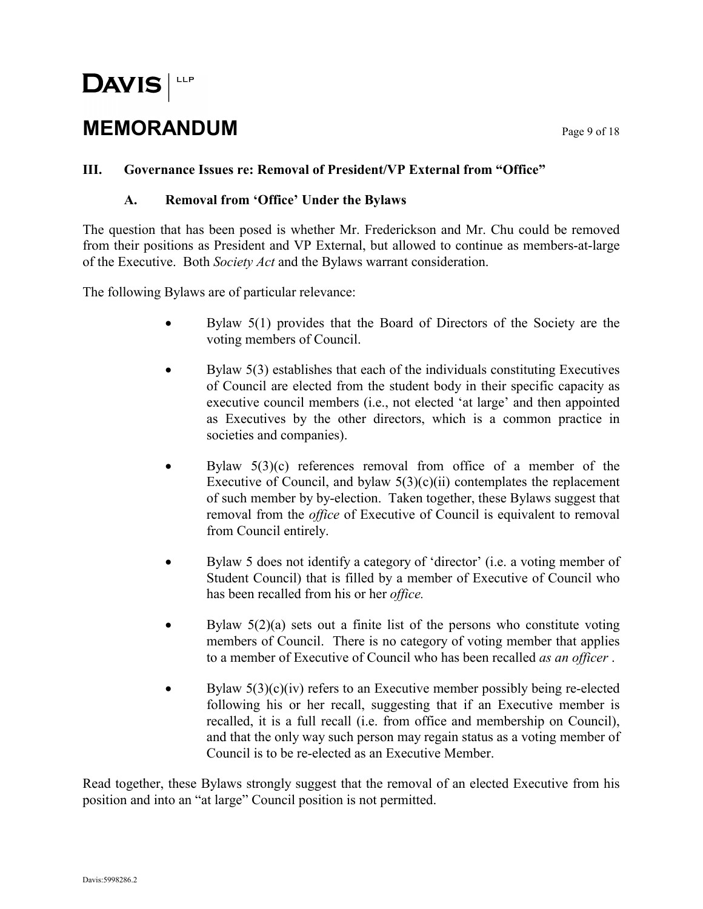## III. Governance Issues re: Removal of President/VP External from "Office"

### A. Removal from 'Office' Under the Bylaws

The question that has been posed is whether Mr. Frederickson and Mr. Chu could be removed from their positions as President and VP External, but allowed to continue as members-at-large of the Executive. Both *Society Act* and the Bylaws warrant consideration.

The following Bylaws are of particular relevance:

- Bylaw 5(1) provides that the Board of Directors of the Society are the voting members of Council.
- Bylaw 5(3) establishes that each of the individuals constituting Executives of Council are elected from the student body in their specific capacity as executive council members (i.e., not elected 'at large' and then appointed as Executives by the other directors, which is a common practice in societies and companies).
- Bylaw 5(3)(c) references removal from office of a member of the Executive of Council, and bylaw 5(3)(c)(ii) contemplates the replacement of such member by by-election. Taken together, these Bylaws suggest that removal from the *office* of Executive of Council is equivalent to removal from Council entirely.
- Bylaw 5 does not identify a category of 'director' (i.e. a voting member of Student Council) that is filled by a member of Executive of Council who has been recalled from his or her *office.*
- Bylaw 5(2)(a) sets out a finite list of the persons who constitute voting members of Council. There is no category of voting member that applies to a member of Executive of Council who has been recalled *as an officer* .
- Bylaw 5(3)(c)(iv) refers to an Executive member possibly being re-elected following his or her recall, suggesting that if an Executive member is recalled, it is a full recall (i.e. from office and membership on Council), and that the only way such person may regain status as a voting member of Council is to be re-elected as an Executive Member.

Read together, these Bylaws strongly suggest that the removal of an elected Executive from his position and into an "at large" Council position is not permitted.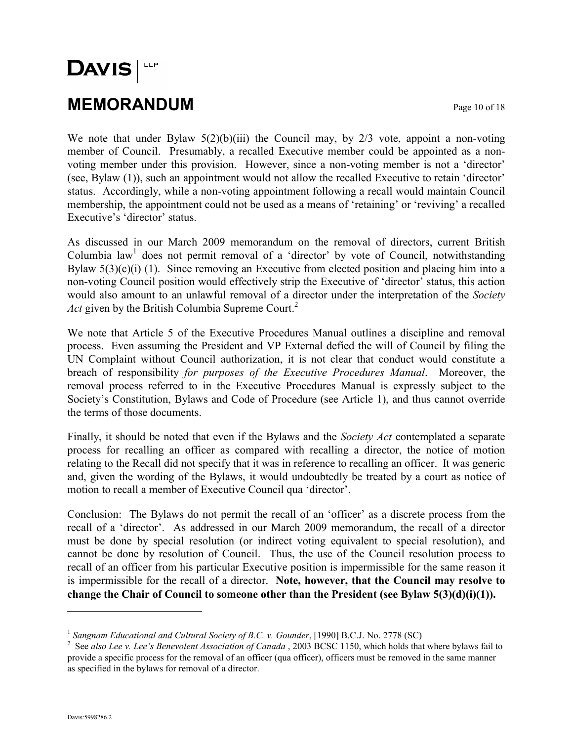We note that under Bylaw 5(2)(b)(iii) the Council may, by 2/3 vote, appoint a non-voting member of Council. Presumably, a recalled Executive member could be appointed as a non-voting member under this provision. However, since a non-voting member is not a 'director' (see, Bylaw (1)), such an appointment would not allow the recalled Executive to retain 'director' status. Accordingly, while a non-voting appointment following a recall would maintain Council membership, the appointment could not be used as a means of 'retaining' or 'reviving' a recalled Executive's 'director' status.

As discussed in our March 2009 memorandum on the removal of directors, current British Columbia law[1] does not permit removal of a 'director' by vote of Council, notwithstanding Bylaw 5(3)(c)(i) (1). Since removing an Executive from elected position and placing him into a non-voting Council position would effectively strip the Executive of 'director' status, this action would also amount to an unlawful removal of a director under the interpretation of the *Society Act* given by the British Columbia Supreme Court.[2]

We note that Article 5 of the Executive Procedures Manual outlines a discipline and removal process. Even assuming the President and VP External defied the will of Council by filing the UN Complaint without Council authorization, it is not clear that conduct would constitute a breach of responsibility *for purposes of the Executive Procedures Manual*. Moreover, the removal process referred to in the Executive Procedures Manual is expressly subject to the Society's Constitution, Bylaws and Code of Procedure (see Article 1), and thus cannot override the terms of those documents.

Finally, it should be noted that even if the Bylaws and the *Society Act* contemplated a separate process for recalling an officer as compared with recalling a director, the notice of motion relating to the Recall did not specify that it was in reference to recalling an officer. It was generic and, given the wording of the Bylaws, it would undoubtedly be treated by a court as notice of motion to recall a member of Executive Council qua 'director'.

Conclusion: The Bylaws do not permit the recall of an 'officer' as a discrete process from the recall of a 'director'. As addressed in our March 2009 memorandum, the recall of a director must be done by special resolution (or indirect voting equivalent to special resolution), and cannot be done by resolution of Council. Thus, the use of the Council resolution process to recall of an officer from his particular Executive position is impermissible for the same reason it is impermissible for the recall of a director. **Note, however, that the Council may resolve to change the Chair of Council to someone other than the President (see Bylaw 5(3)(d)(i)(1)).**

---

[1] *Sangnam Educational and Cultural Society of B.C. v. Gounder*, [1990] B.C.J. No. 2778 (SC)

[2] See *also Lee v. Lee's Benevolent Association of Canada* , 2003 BCSC 1150, which holds that where bylaws fail to provide a specific process for the removal of an officer (qua officer), officers must be removed in the same manner as specified in the bylaws for removal of a director.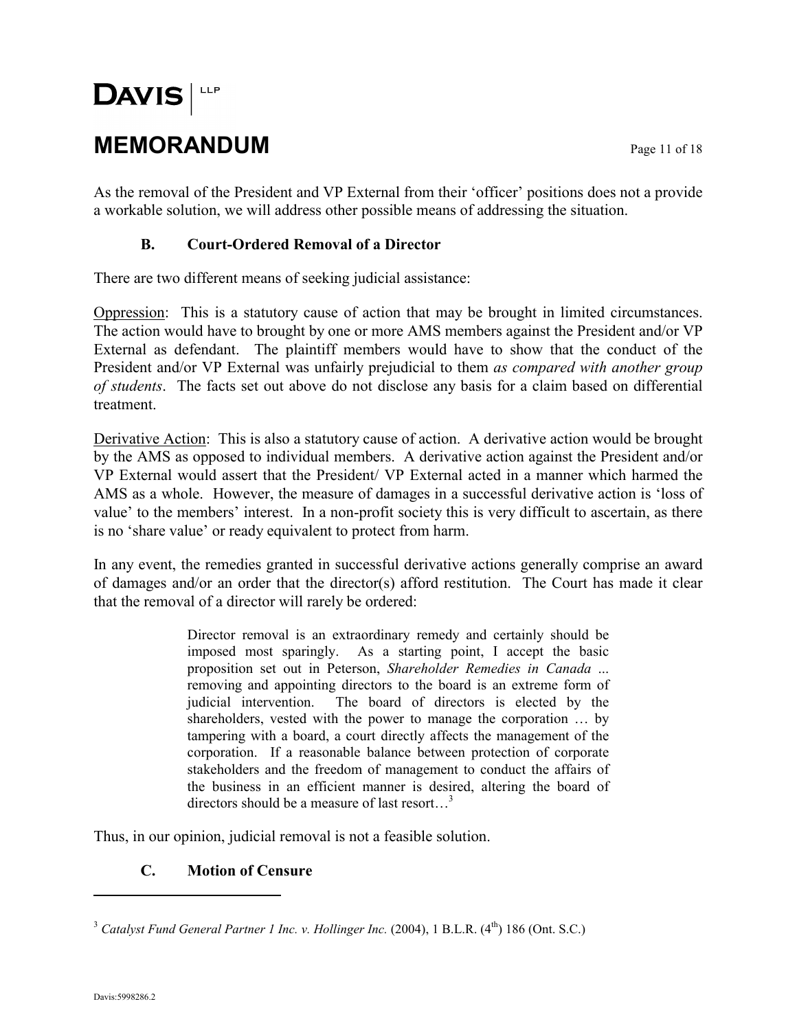As the removal of the President and VP External from their 'officer' positions does not a provide a workable solution, we will address other possible means of addressing the situation.

### B. Court-Ordered Removal of a Director

There are two different means of seeking judicial assistance:

Oppression: This is a statutory cause of action that may be brought in limited circumstances. The action would have to brought by one or more AMS members against the President and/or VP External as defendant. The plaintiff members would have to show that the conduct of the President and/or VP External was unfairly prejudicial to them *as compared with another group of students*. The facts set out above do not disclose any basis for a claim based on differential treatment.

Derivative Action: This is also a statutory cause of action. A derivative action would be brought by the AMS as opposed to individual members. A derivative action against the President and/or VP External would assert that the President/ VP External acted in a manner which harmed the AMS as a whole. However, the measure of damages in a successful derivative action is 'loss of value' to the members' interest. In a non-profit society this is very difficult to ascertain, as there is no 'share value' or ready equivalent to protect from harm.

In any event, the remedies granted in successful derivative actions generally comprise an award of damages and/or an order that the director(s) afford restitution. The Court has made it clear that the removal of a director will rarely be ordered:

> Director removal is an extraordinary remedy and certainly should be imposed most sparingly. As a starting point, I accept the basic proposition set out in Peterson, *Shareholder Remedies in Canada* ... removing and appointing directors to the board is an extreme form of judicial intervention. The board of directors is elected by the shareholders, vested with the power to manage the corporation … by tampering with a board, a court directly affects the management of the corporation. If a reasonable balance between protection of corporate stakeholders and the freedom of management to conduct the affairs of the business in an efficient manner is desired, altering the board of directors should be a measure of last resort…[3]

Thus, in our opinion, judicial removal is not a feasible solution.

### C. Motion of Censure

---

[3] *Catalyst Fund General Partner 1 Inc. v. Hollinger Inc.* (2004), 1 B.L.R. (4th) 186 (Ont. S.C.)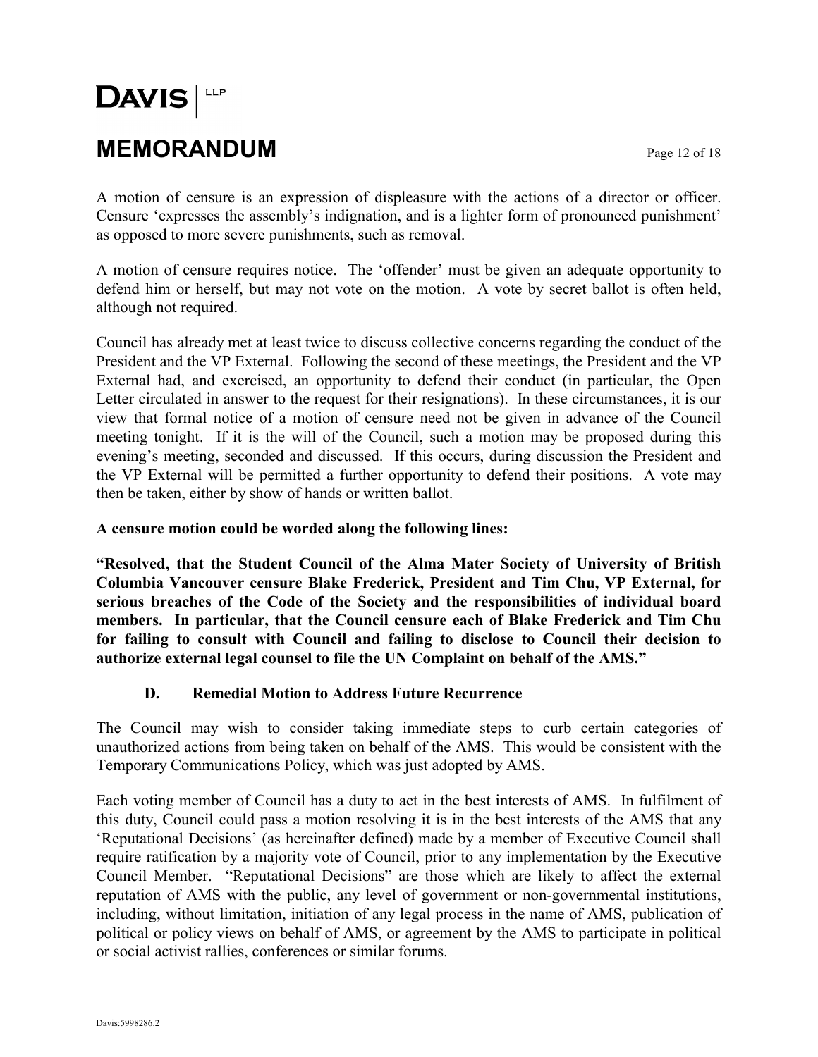A motion of censure is an expression of displeasure with the actions of a director or officer. Censure 'expresses the assembly's indignation, and is a lighter form of pronounced punishment' as opposed to more severe punishments, such as removal.

A motion of censure requires notice. The 'offender' must be given an adequate opportunity to defend him or herself, but may not vote on the motion. A vote by secret ballot is often held, although not required.

Council has already met at least twice to discuss collective concerns regarding the conduct of the President and the VP External. Following the second of these meetings, the President and the VP External had, and exercised, an opportunity to defend their conduct (in particular, the Open Letter circulated in answer to the request for their resignations). In these circumstances, it is our view that formal notice of a motion of censure need not be given in advance of the Council meeting tonight. If it is the will of the Council, such a motion may be proposed during this evening's meeting, seconded and discussed. If this occurs, during discussion the President and the VP External will be permitted a further opportunity to defend their positions. A vote may then be taken, either by show of hands or written ballot.

**A censure motion could be worded along the following lines:**

**"Resolved, that the Student Council of the Alma Mater Society of University of British Columbia Vancouver censure Blake Frederick, President and Tim Chu, VP External, for serious breaches of the Code of the Society and the responsibilities of individual board members. In particular, that the Council censure each of Blake Frederick and Tim Chu for failing to consult with Council and failing to disclose to Council their decision to authorize external legal counsel to file the UN Complaint on behalf of the AMS."**

### D. Remedial Motion to Address Future Recurrence

The Council may wish to consider taking immediate steps to curb certain categories of unauthorized actions from being taken on behalf of the AMS. This would be consistent with the Temporary Communications Policy, which was just adopted by AMS.

Each voting member of Council has a duty to act in the best interests of AMS. In fulfilment of this duty, Council could pass a motion resolving it is in the best interests of the AMS that any 'Reputational Decisions' (as hereinafter defined) made by a member of Executive Council shall require ratification by a majority vote of Council, prior to any implementation by the Executive Council Member. "Reputational Decisions" are those which are likely to affect the external reputation of AMS with the public, any level of government or non-governmental institutions, including, without limitation, initiation of any legal process in the name of AMS, publication of political or policy views on behalf of AMS, or agreement by the AMS to participate in political or social activist rallies, conferences or similar forums.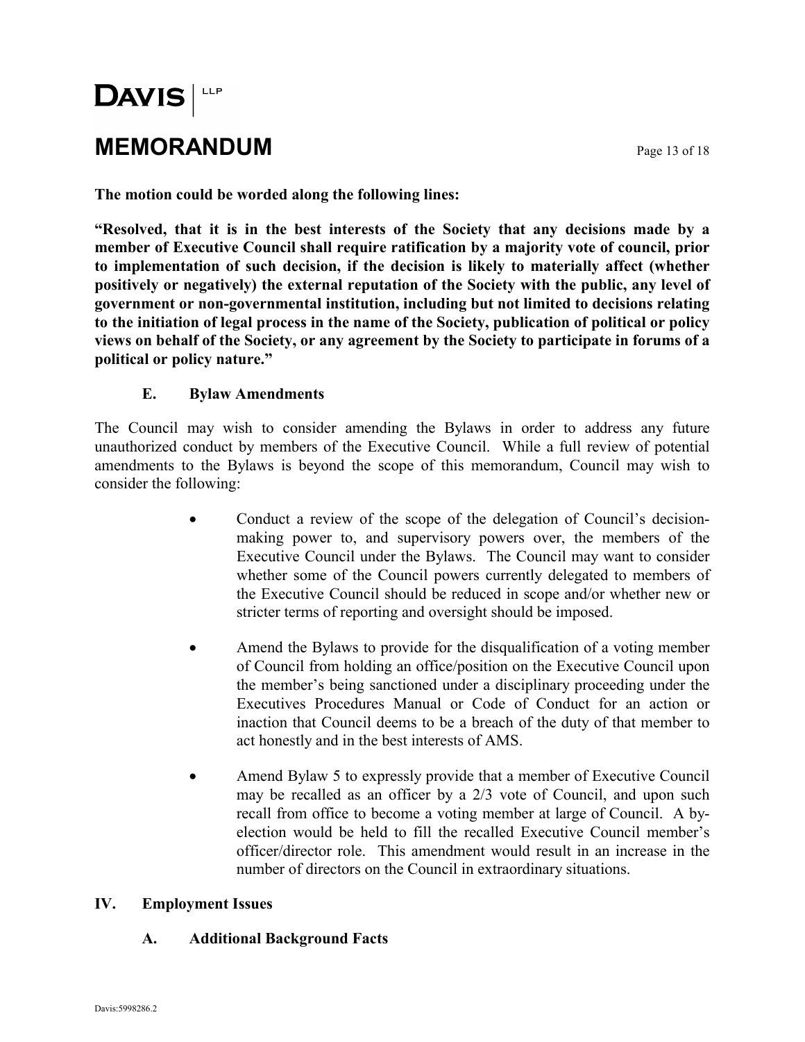**The motion could be worded along the following lines:**

**"Resolved, that it is in the best interests of the Society that any decisions made by a member of Executive Council shall require ratification by a majority vote of council, prior to implementation of such decision, if the decision is likely to materially affect (whether positively or negatively) the external reputation of the Society with the public, any level of government or non-governmental institution, including but not limited to decisions relating to the initiation of legal process in the name of the Society, publication of political or policy views on behalf of the Society, or any agreement by the Society to participate in forums of a political or policy nature."**

### E. Bylaw Amendments

The Council may wish to consider amending the Bylaws in order to address any future unauthorized conduct by members of the Executive Council. While a full review of potential amendments to the Bylaws is beyond the scope of this memorandum, Council may wish to consider the following:

- Conduct a review of the scope of the delegation of Council's decision-making power to, and supervisory powers over, the members of the Executive Council under the Bylaws. The Council may want to consider whether some of the Council powers currently delegated to members of the Executive Council should be reduced in scope and/or whether new or stricter terms of reporting and oversight should be imposed.

- Amend the Bylaws to provide for the disqualification of a voting member of Council from holding an office/position on the Executive Council upon the member's being sanctioned under a disciplinary proceeding under the Executives Procedures Manual or Code of Conduct for an action or inaction that Council deems to be a breach of the duty of that member to act honestly and in the best interests of AMS.

- Amend Bylaw 5 to expressly provide that a member of Executive Council may be recalled as an officer by a 2/3 vote of Council, and upon such recall from office to become a voting member at large of Council. A by-election would be held to fill the recalled Executive Council member's officer/director role. This amendment would result in an increase in the number of directors on the Council in extraordinary situations.

## IV. Employment Issues

### A. Additional Background Facts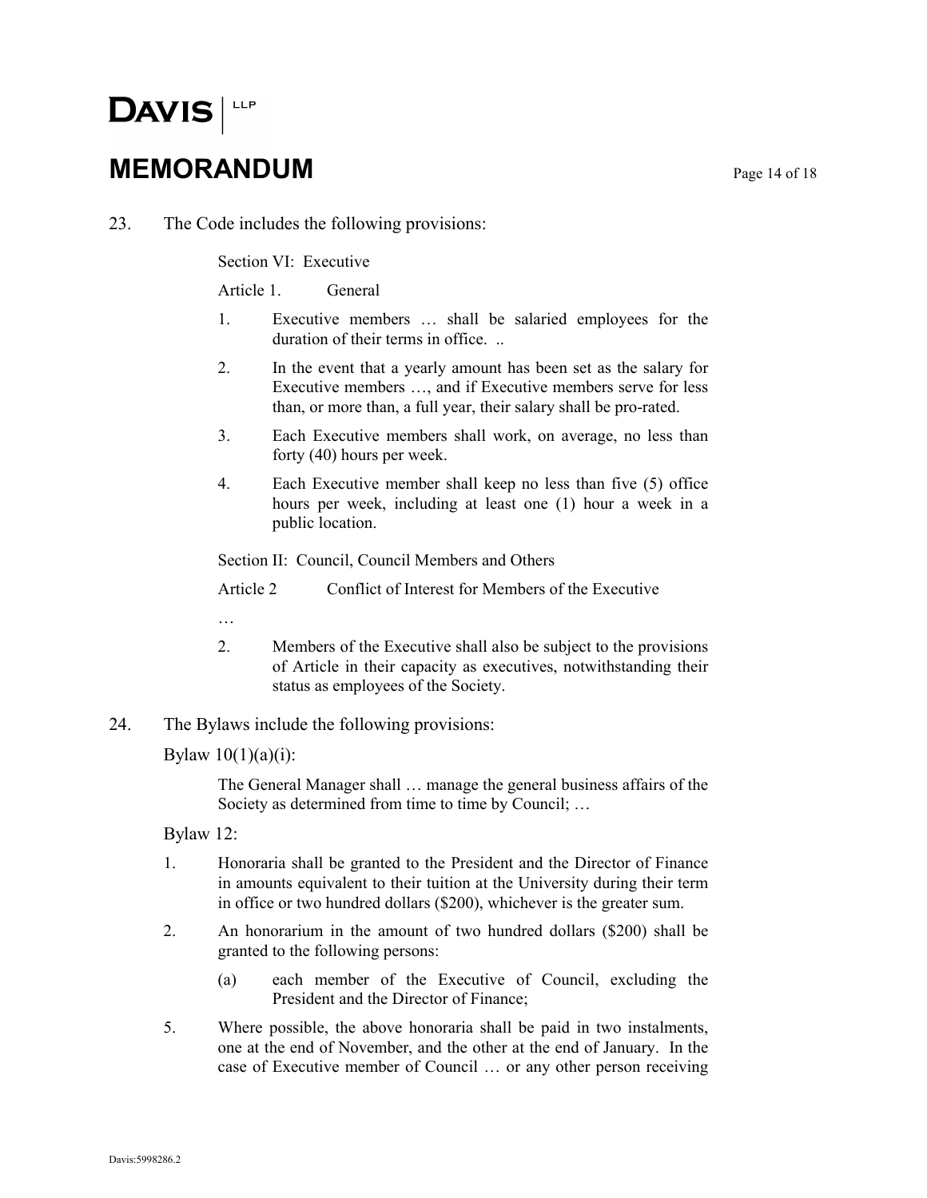23. The Code includes the following provisions:

> Section VI: Executive
>
> Article 1. General
>
> 1. Executive members … shall be salaried employees for the duration of their terms in office. ..
> 2. In the event that a yearly amount has been set as the salary for Executive members …, and if Executive members serve for less than, or more than, a full year, their salary shall be pro-rated.
> 3. Each Executive members shall work, on average, no less than forty (40) hours per week.
> 4. Each Executive member shall keep no less than five (5) office hours per week, including at least one (1) hour a week in a public location.
>
> Section II: Council, Council Members and Others
>
> Article 2 Conflict of Interest for Members of the Executive
>
> …
>
> 2. Members of the Executive shall also be subject to the provisions of Article in their capacity as executives, notwithstanding their status as employees of the Society.

24. The Bylaws include the following provisions:

Bylaw 10(1)(a)(i):

> The General Manager shall … manage the general business affairs of the Society as determined from time to time by Council; …

Bylaw 12:

> 1. Honoraria shall be granted to the President and the Director of Finance in amounts equivalent to their tuition at the University during their term in office or two hundred dollars ($200), whichever is the greater sum.
> 2. An honorarium in the amount of two hundred dollars ($200) shall be granted to the following persons:
>    (a) each member of the Executive of Council, excluding the President and the Director of Finance;
>
> 5. Where possible, the above honoraria shall be paid in two instalments, one at the end of November, and the other at the end of January. In the case of Executive member of Council … or any other person receiving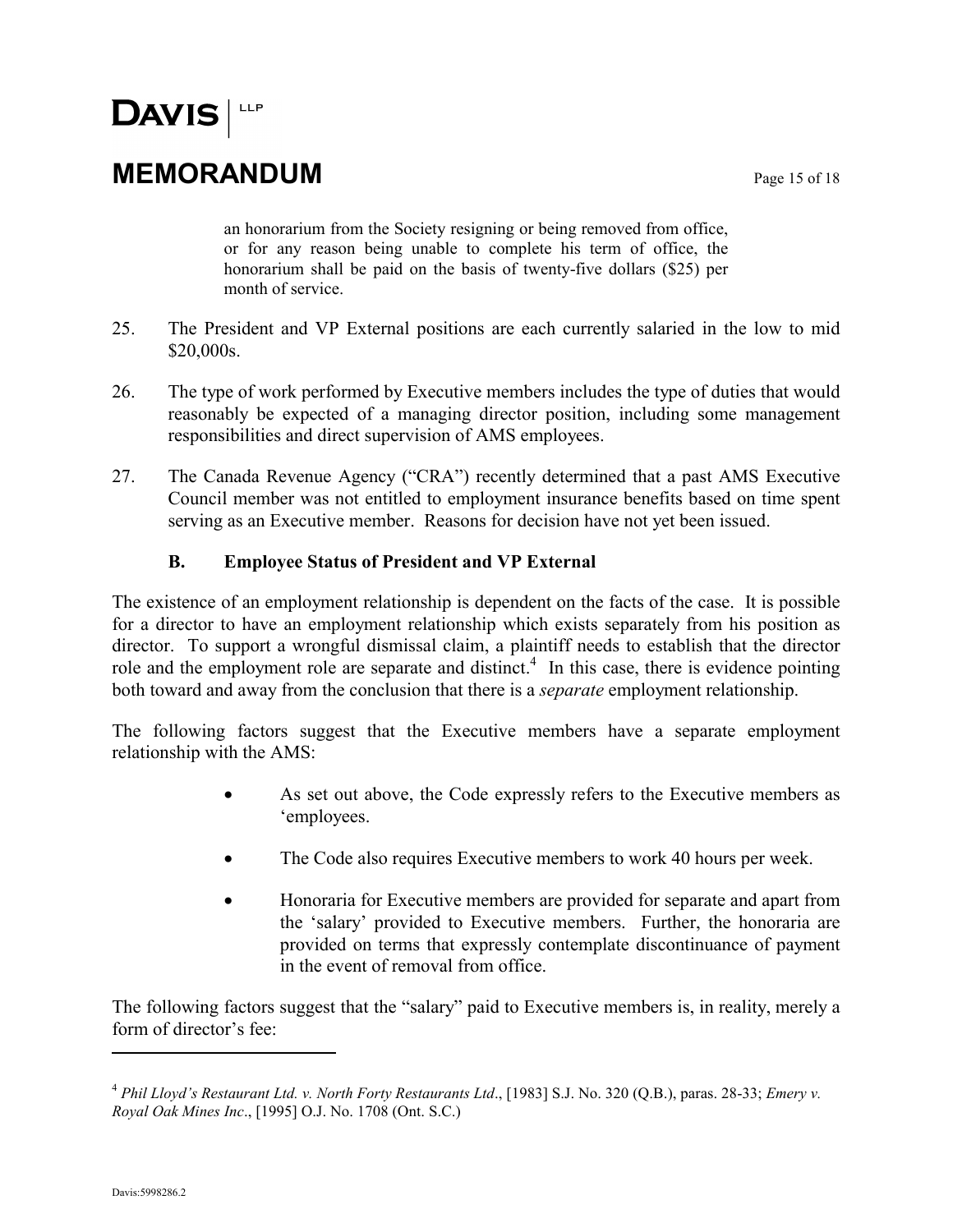> an honorarium from the Society resigning or being removed from office, or for any reason being unable to complete his term of office, the honorarium shall be paid on the basis of twenty-five dollars ($25) per month of service.

25. The President and VP External positions are each currently salaried in the low to mid $20,000s.

26. The type of work performed by Executive members includes the type of duties that would reasonably be expected of a managing director position, including some management responsibilities and direct supervision of AMS employees.

27. The Canada Revenue Agency ("CRA") recently determined that a past AMS Executive Council member was not entitled to employment insurance benefits based on time spent serving as an Executive member. Reasons for decision have not yet been issued.

### B. Employee Status of President and VP External

The existence of an employment relationship is dependent on the facts of the case. It is possible for a director to have an employment relationship which exists separately from his position as director. To support a wrongful dismissal claim, a plaintiff needs to establish that the director role and the employment role are separate and distinct.[4] In this case, there is evidence pointing both toward and away from the conclusion that there is a *separate* employment relationship.

The following factors suggest that the Executive members have a separate employment relationship with the AMS:

- As set out above, the Code expressly refers to the Executive members as 'employees.
- The Code also requires Executive members to work 40 hours per week.
- Honoraria for Executive members are provided for separate and apart from the 'salary' provided to Executive members. Further, the honoraria are provided on terms that expressly contemplate discontinuance of payment in the event of removal from office.

The following factors suggest that the "salary" paid to Executive members is, in reality, merely a form of director's fee:

---

[4] *Phil Lloyd's Restaurant Ltd. v. North Forty Restaurants Ltd*., [1983] S.J. No. 320 (Q.B.), paras. 28-33; *Emery v. Royal Oak Mines Inc*., [1995] O.J. No. 1708 (Ont. S.C.)

Davis:5998286.2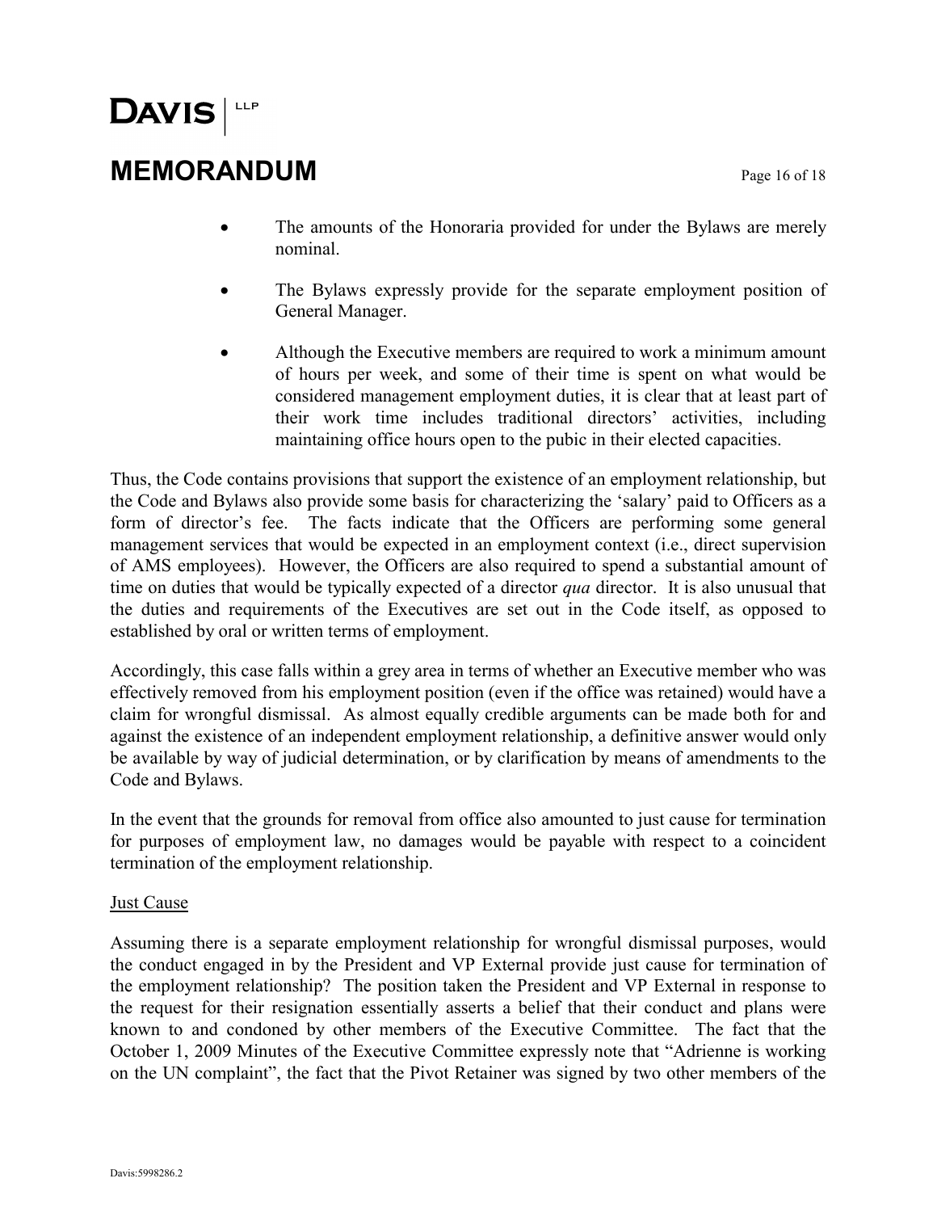- The amounts of the Honoraria provided for under the Bylaws are merely nominal.
- The Bylaws expressly provide for the separate employment position of General Manager.
- Although the Executive members are required to work a minimum amount of hours per week, and some of their time is spent on what would be considered management employment duties, it is clear that at least part of their work time includes traditional directors' activities, including maintaining office hours open to the pubic in their elected capacities.

Thus, the Code contains provisions that support the existence of an employment relationship, but the Code and Bylaws also provide some basis for characterizing the 'salary' paid to Officers as a form of director's fee. The facts indicate that the Officers are performing some general management services that would be expected in an employment context (i.e., direct supervision of AMS employees). However, the Officers are also required to spend a substantial amount of time on duties that would be typically expected of a director *qua* director. It is also unusual that the duties and requirements of the Executives are set out in the Code itself, as opposed to established by oral or written terms of employment.

Accordingly, this case falls within a grey area in terms of whether an Executive member who was effectively removed from his employment position (even if the office was retained) would have a claim for wrongful dismissal. As almost equally credible arguments can be made both for and against the existence of an independent employment relationship, a definitive answer would only be available by way of judicial determination, or by clarification by means of amendments to the Code and Bylaws.

In the event that the grounds for removal from office also amounted to just cause for termination for purposes of employment law, no damages would be payable with respect to a coincident termination of the employment relationship.

<u>Just Cause</u>

Assuming there is a separate employment relationship for wrongful dismissal purposes, would the conduct engaged in by the President and VP External provide just cause for termination of the employment relationship? The position taken the President and VP External in response to the request for their resignation essentially asserts a belief that their conduct and plans were known to and condoned by other members of the Executive Committee. The fact that the October 1, 2009 Minutes of the Executive Committee expressly note that "Adrienne is working on the UN complaint", the fact that the Pivot Retainer was signed by two other members of the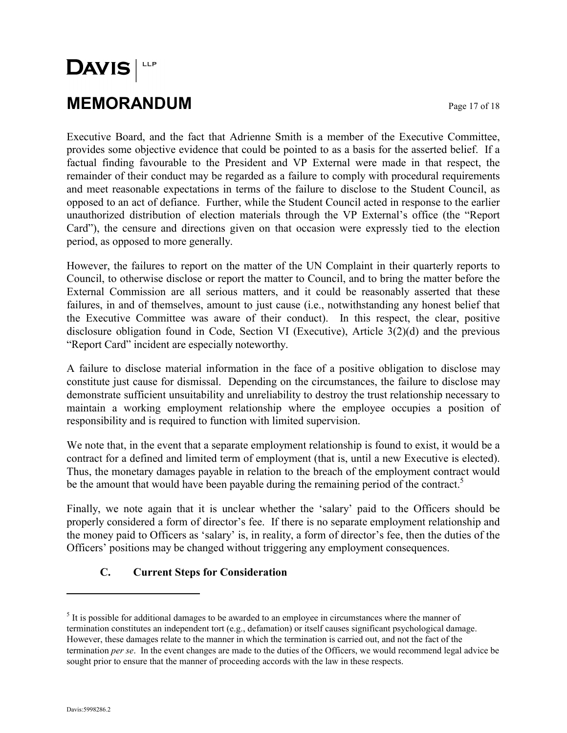Executive Board, and the fact that Adrienne Smith is a member of the Executive Committee, provides some objective evidence that could be pointed to as a basis for the asserted belief. If a factual finding favourable to the President and VP External were made in that respect, the remainder of their conduct may be regarded as a failure to comply with procedural requirements and meet reasonable expectations in terms of the failure to disclose to the Student Council, as opposed to an act of defiance. Further, while the Student Council acted in response to the earlier unauthorized distribution of election materials through the VP External's office (the "Report Card"), the censure and directions given on that occasion were expressly tied to the election period, as opposed to more generally.

However, the failures to report on the matter of the UN Complaint in their quarterly reports to Council, to otherwise disclose or report the matter to Council, and to bring the matter before the External Commission are all serious matters, and it could be reasonably asserted that these failures, in and of themselves, amount to just cause (i.e., notwithstanding any honest belief that the Executive Committee was aware of their conduct). In this respect, the clear, positive disclosure obligation found in Code, Section VI (Executive), Article 3(2)(d) and the previous "Report Card" incident are especially noteworthy.

A failure to disclose material information in the face of a positive obligation to disclose may constitute just cause for dismissal. Depending on the circumstances, the failure to disclose may demonstrate sufficient unsuitability and unreliability to destroy the trust relationship necessary to maintain a working employment relationship where the employee occupies a position of responsibility and is required to function with limited supervision.

We note that, in the event that a separate employment relationship is found to exist, it would be a contract for a defined and limited term of employment (that is, until a new Executive is elected). Thus, the monetary damages payable in relation to the breach of the employment contract would be the amount that would have been payable during the remaining period of the contract.[5]

Finally, we note again that it is unclear whether the 'salary' paid to the Officers should be properly considered a form of director's fee. If there is no separate employment relationship and the money paid to Officers as 'salary' is, in reality, a form of director's fee, then the duties of the Officers' positions may be changed without triggering any employment consequences.

### C. Current Steps for Consideration

---

[5] It is possible for additional damages to be awarded to an employee in circumstances where the manner of termination constitutes an independent tort (e.g., defamation) or itself causes significant psychological damage. However, these damages relate to the manner in which the termination is carried out, and not the fact of the termination *per se*. In the event changes are made to the duties of the Officers, we would recommend legal advice be sought prior to ensure that the manner of proceeding accords with the law in these respects.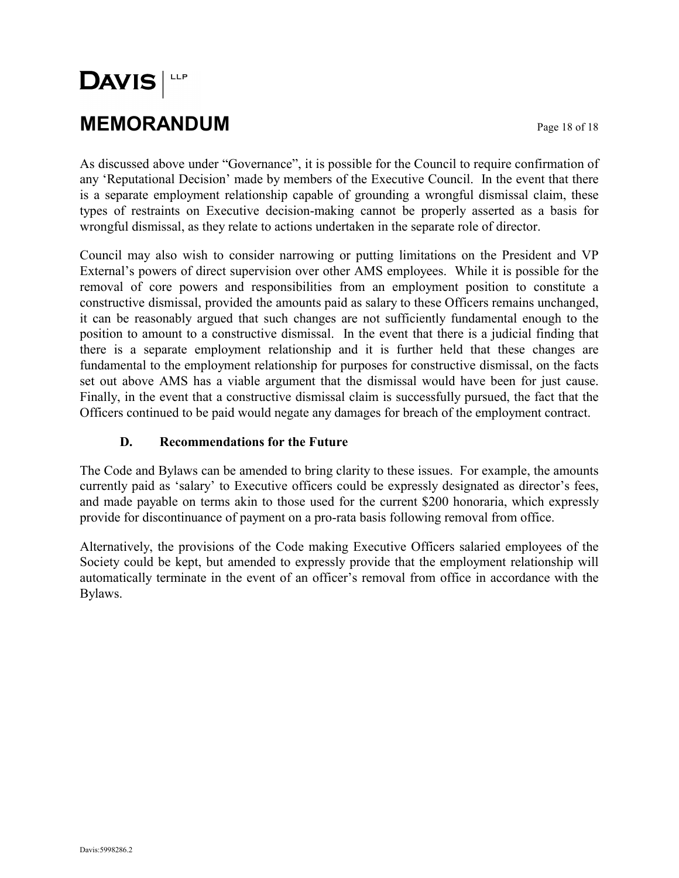As discussed above under "Governance", it is possible for the Council to require confirmation of any 'Reputational Decision' made by members of the Executive Council. In the event that there is a separate employment relationship capable of grounding a wrongful dismissal claim, these types of restraints on Executive decision-making cannot be properly asserted as a basis for wrongful dismissal, as they relate to actions undertaken in the separate role of director.

Council may also wish to consider narrowing or putting limitations on the President and VP External's powers of direct supervision over other AMS employees. While it is possible for the removal of core powers and responsibilities from an employment position to constitute a constructive dismissal, provided the amounts paid as salary to these Officers remains unchanged, it can be reasonably argued that such changes are not sufficiently fundamental enough to the position to amount to a constructive dismissal. In the event that there is a judicial finding that there is a separate employment relationship and it is further held that these changes are fundamental to the employment relationship for purposes for constructive dismissal, on the facts set out above AMS has a viable argument that the dismissal would have been for just cause. Finally, in the event that a constructive dismissal claim is successfully pursued, the fact that the Officers continued to be paid would negate any damages for breach of the employment contract.

### D. Recommendations for the Future

The Code and Bylaws can be amended to bring clarity to these issues. For example, the amounts currently paid as 'salary' to Executive officers could be expressly designated as director's fees, and made payable on terms akin to those used for the current $200 honoraria, which expressly provide for discontinuance of payment on a pro-rata basis following removal from office.

Alternatively, the provisions of the Code making Executive Officers salaried employees of the Society could be kept, but amended to expressly provide that the employment relationship will automatically terminate in the event of an officer's removal from office in accordance with the Bylaws.